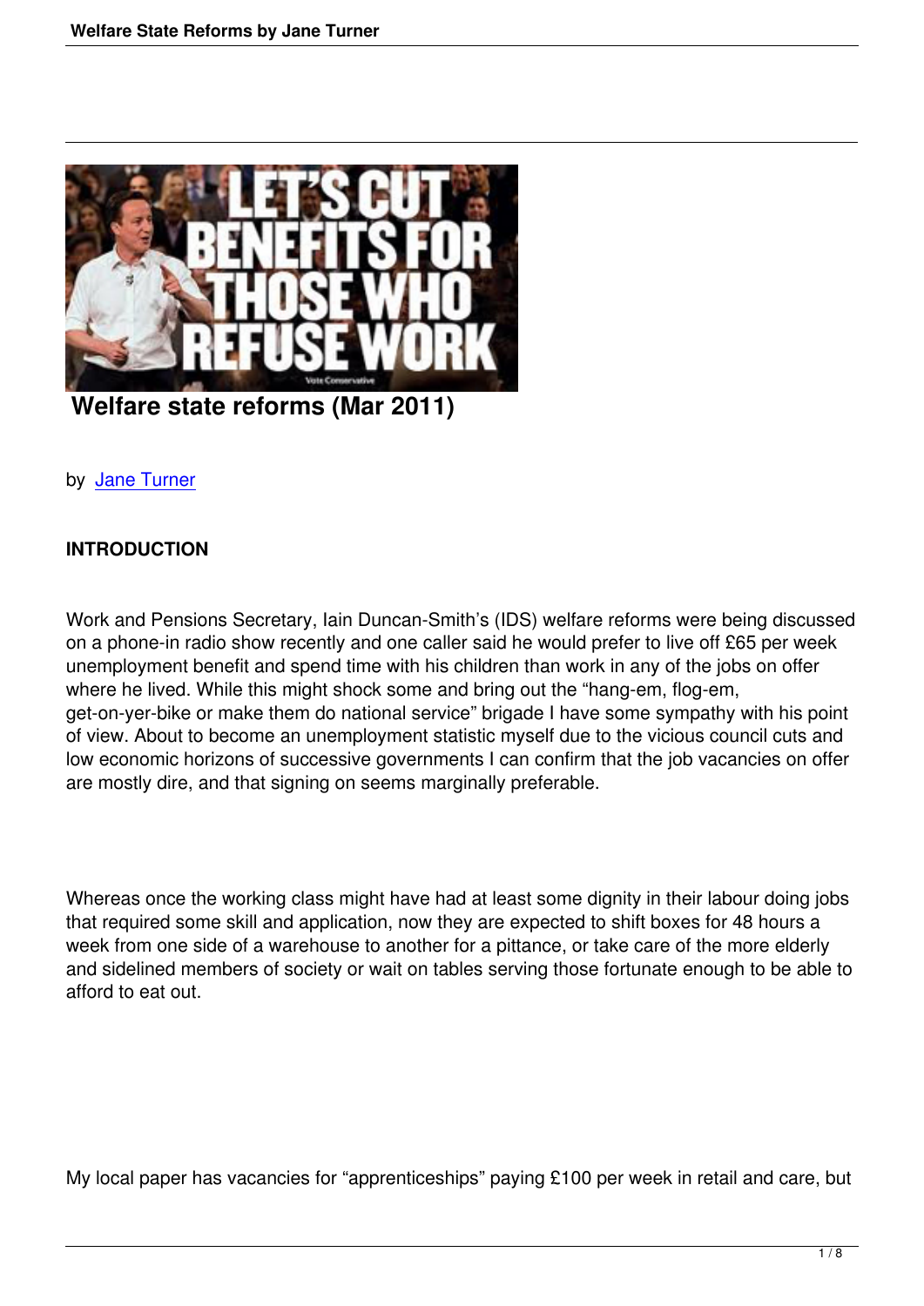# Welfare state reforms (Mar 2011)

by Jane Turner

## INTRODUCTION

Work and Pensions Secretary, Iain Duncan-Smith's (IDS) welfare reforms were being discussed on a phone-in radio show recently and one caller said he would prefer to live off £65 per week unemployment benefit and spend time with his children than work in any of the jobs on offer where he lived. While this might shock some and bring out the "hang-em, flog-em, get-on-yer-bike or make them do national service" brigade I have some sympathy with his point of view. About to become an unemployment statistic myself due to the vicious council cuts and low economic horizons of successive governments I can confirm that the job vacancies on offer are mostly dire, and that signing on seems marginally preferable.

Whereas once the working class might have had at least some dignity in their labour doing jobs that required some skill and application, now they are expected to shift boxes for 48 hours a week from one side of a warehouse to another for a pittance, or take care of the more elderly and sidelined members of society or wait on tables serving those fortunate enough to be able to afford to eat out.

My local paper has vacancies for "apprenticeships" paying £100 per week in retail and care, but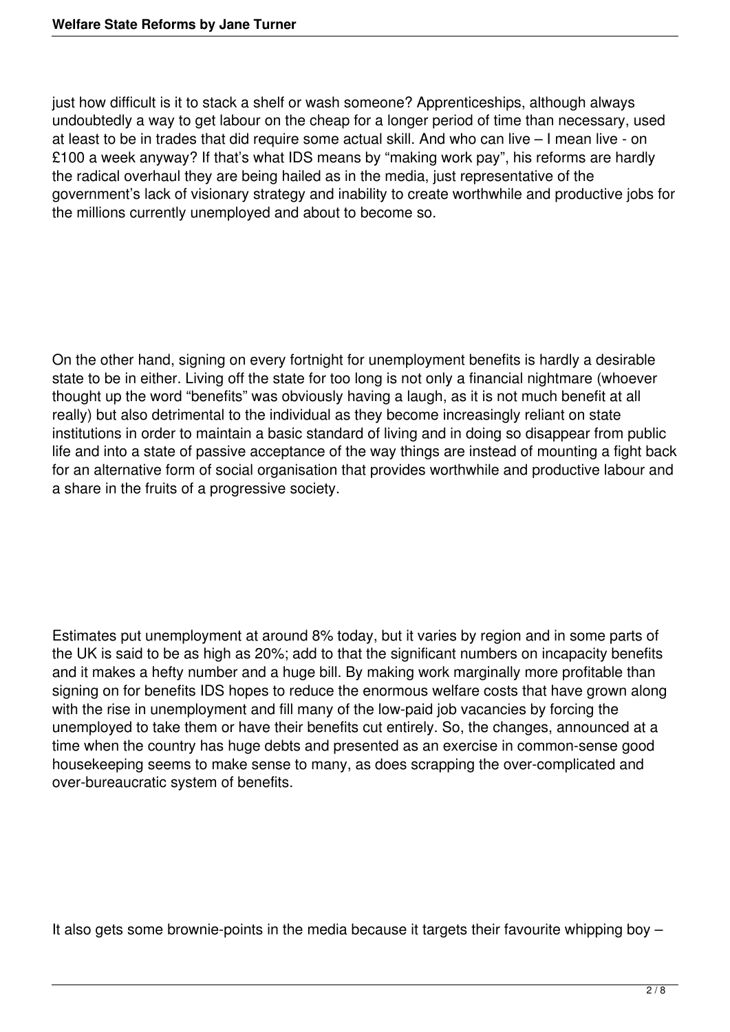just how difficult is it to stack a shelf or wash someone? Apprenticeships, although always undoubtedly a way to get labour on the cheap for a longer period of time than necessary, used at least to be in trades that did require some actual skill. And who can live – I mean live - on £100 a week anyway? If that's what IDS means by "making work pay", his reforms are hardly the radical overhaul they are being hailed as in the media, just representative of the government's lack of visionary strategy and inability to create worthwhile and productive jobs for the millions currently unemployed and about to become so.

On the other hand, signing on every fortnight for unemployment benefits is hardly a desirable state to be in either. Living off the state for too long is not only a financial nightmare (whoever thought up the word "benefits" was obviously having a laugh, as it is not much benefit at all really) but also detrimental to the individual as they become increasingly reliant on state institutions in order to maintain a basic standard of living and in doing so disappear from public life and into a state of passive acceptance of the way things are instead of mounting a fight back for an alternative form of social organisation that provides worthwhile and productive labour and a share in the fruits of a progressive society.

Estimates put unemployment at around 8% today, but it varies by region and in some parts of the UK is said to be as high as 20%; add to that the significant numbers on incapacity benefits and it makes a hefty number and a huge bill. By making work marginally more profitable than signing on for benefits IDS hopes to reduce the enormous welfare costs that have grown along with the rise in unemployment and fill many of the low-paid job vacancies by forcing the unemployed to take them or have their benefits cut entirely. So, the changes, announced at a time when the country has huge debts and presented as an exercise in common-sense good housekeeping seems to make sense to many, as does scrapping the over-complicated and over-bureaucratic system of benefits.

It also gets some brownie-points in the media because it targets their favourite whipping boy –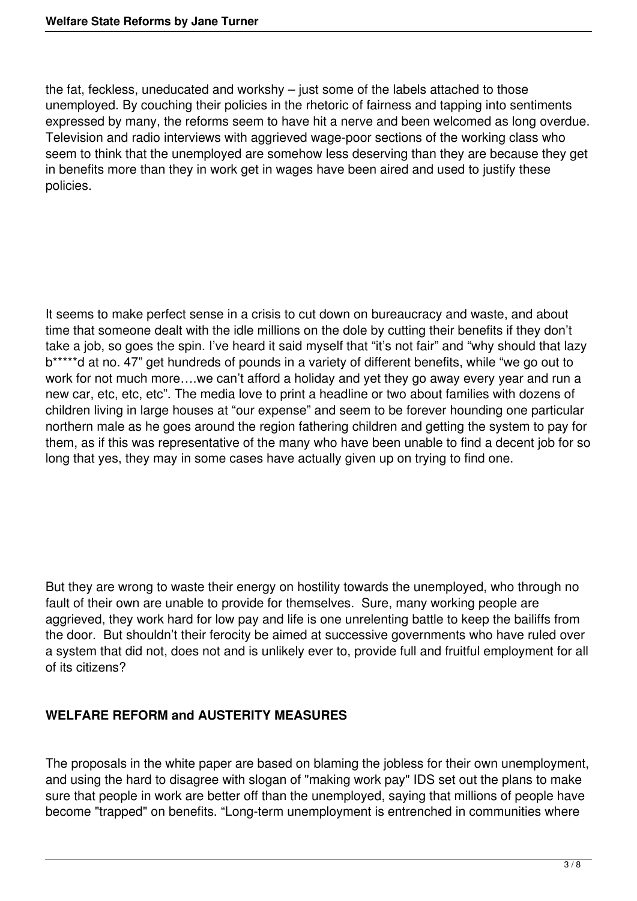the fat, feckless, uneducated and workshy – just some of the labels attached to those unemployed. By couching their policies in the rhetoric of fairness and tapping into sentiments expressed by many, the reforms seem to have hit a nerve and been welcomed as long overdue. Television and radio interviews with aggrieved wage-poor sections of the working class who seem to think that the unemployed are somehow less deserving than they are because they get in benefits more than they in work get in wages have been aired and used to justify these policies.

It seems to make perfect sense in a crisis to cut down on bureaucracy and waste, and about time that someone dealt with the idle millions on the dole by cutting their benefits if they don't take a job, so goes the spin. I've heard it said myself that "it's not fair" and "why should that lazy b*****d at no. 47" get hundreds of pounds in a variety of different benefits, while "we go out to work for not much more….we can't afford a holiday and yet they go away every year and run a new car, etc, etc, etc". The media love to print a headline or two about families with dozens of children living in large houses at "our expense" and seem to be forever hounding one particular northern male as he goes around the region fathering children and getting the system to pay for them, as if this was representative of the many who have been unable to find a decent job for so long that yes, they may in some cases have actually given up on trying to find one.

But they are wrong to waste their energy on hostility towards the unemployed, who through no fault of their own are unable to provide for themselves. Sure, many working people are aggrieved, they work hard for low pay and life is one unrelenting battle to keep the bailiffs from the door. But shouldn't their ferocity be aimed at successive governments who have ruled over a system that did not, does not and is unlikely ever to, provide full and fruitful employment for all of its citizens?

## WELFARE REFORM and AUSTERITY MEASURES

The proposals in the white paper are based on blaming the jobless for their own unemployment, and using the hard to disagree with slogan of "making work pay" IDS set out the plans to make sure that people in work are better off than the unemployed, saying that millions of people have become "trapped" on benefits. "Long-term unemployment is entrenched in communities where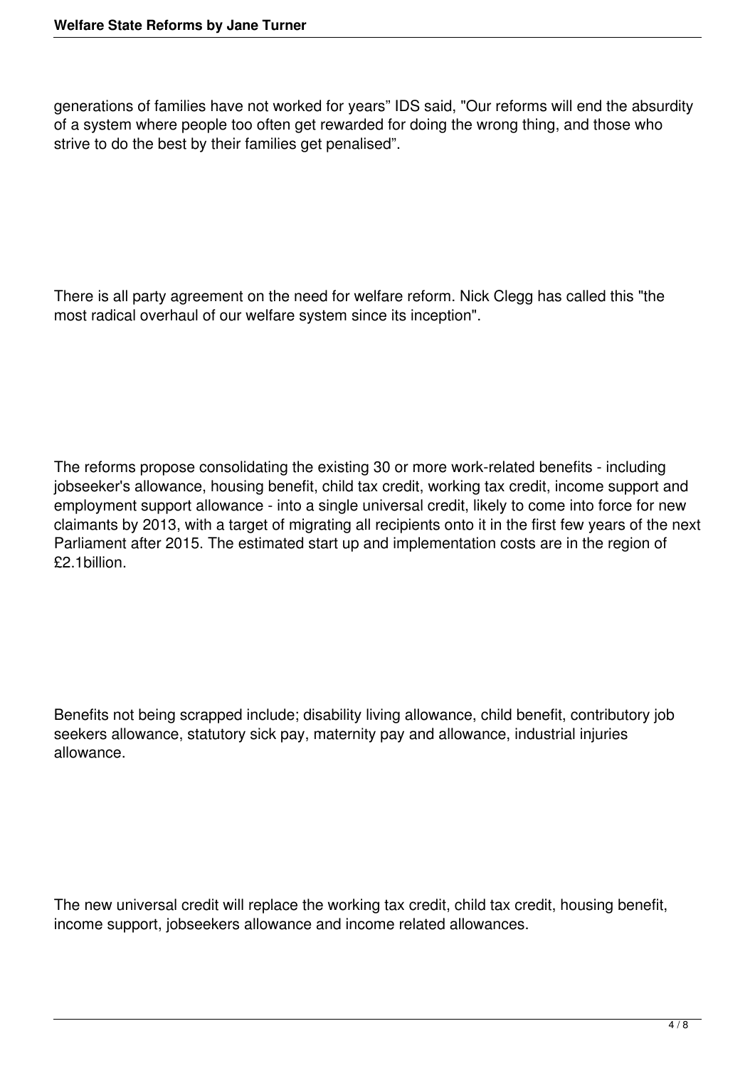generations of families have not worked for years" IDS said, "Our reforms will end the absurdity of a system where people too often get rewarded for doing the wrong thing, and those who strive to do the best by their families get penalised".

There is all party agreement on the need for welfare reform. Nick Clegg has called this "the most radical overhaul of our welfare system since its inception".

The reforms propose consolidating the existing 30 or more work-related benefits - including jobseeker's allowance, housing benefit, child tax credit, working tax credit, income support and employment support allowance - into a single universal credit, likely to come into force for new claimants by 2013, with a target of migrating all recipients onto it in the first few years of the next Parliament after 2015. The estimated start up and implementation costs are in the region of £2.1billion.

Benefits not being scrapped include; disability living allowance, child benefit, contributory job seekers allowance, statutory sick pay, maternity pay and allowance, industrial injuries allowance.

The new universal credit will replace the working tax credit, child tax credit, housing benefit, income support, jobseekers allowance and income related allowances.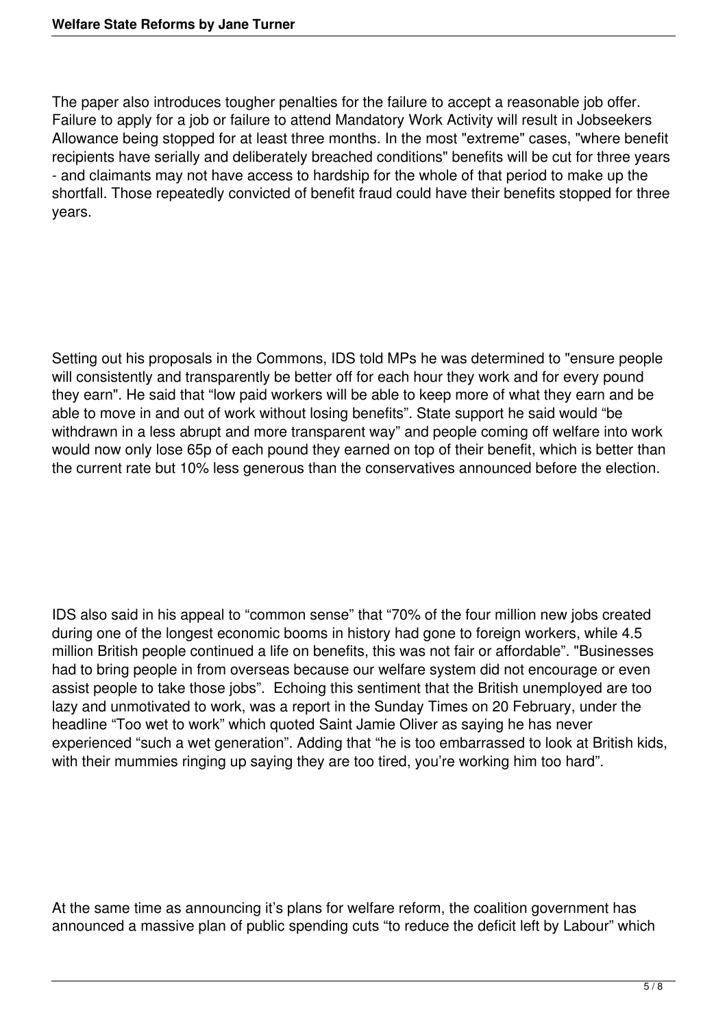The paper also introduces tougher penalties for the failure to accept a reasonable job offer. Failure to apply for a job or failure to attend Mandatory Work Activity will result in Jobseekers Allowance being stopped for at least three months. In the most "extreme" cases, "where benefit recipients have serially and deliberately breached conditions" benefits will be cut for three years - and claimants may not have access to hardship for the whole of that period to make up the shortfall. Those repeatedly convicted of benefit fraud could have their benefits stopped for three years.

Setting out his proposals in the Commons, IDS told MPs he was determined to "ensure people will consistently and transparently be better off for each hour they work and for every pound they earn". He said that "low paid workers will be able to keep more of what they earn and be able to move in and out of work without losing benefits". State support he said would "be withdrawn in a less abrupt and more transparent way" and people coming off welfare into work would now only lose 65p of each pound they earned on top of their benefit, which is better than the current rate but 10% less generous than the conservatives announced before the election.

IDS also said in his appeal to "common sense" that "70% of the four million new jobs created during one of the longest economic booms in history had gone to foreign workers, while 4.5 million British people continued a life on benefits, this was not fair or affordable". "Businesses had to bring people in from overseas because our welfare system did not encourage or even assist people to take those jobs". Echoing this sentiment that the British unemployed are too lazy and unmotivated to work, was a report in the Sunday Times on 20 February, under the headline "Too wet to work" which quoted Saint Jamie Oliver as saying he has never experienced "such a wet generation". Adding that "he is too embarrassed to look at British kids, with their mummies ringing up saying they are too tired, you're working him too hard".

At the same time as announcing it's plans for welfare reform, the coalition government has announced a massive plan of public spending cuts "to reduce the deficit left by Labour" which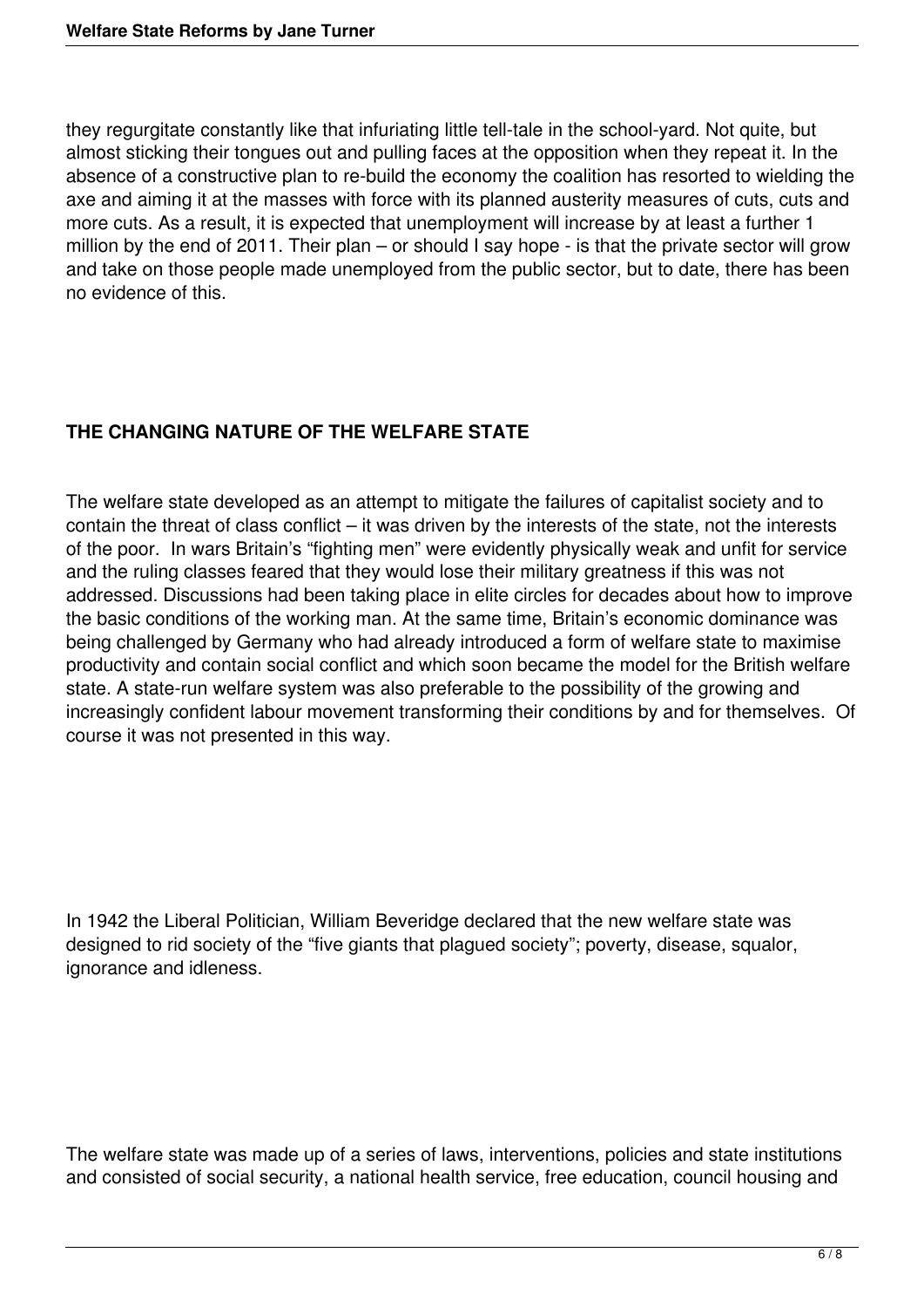they regurgitate constantly like that infuriating little tell-tale in the school-yard. Not quite, but almost sticking their tongues out and pulling faces at the opposition when they repeat it. In the absence of a constructive plan to re-build the economy the coalition has resorted to wielding the axe and aiming it at the masses with force with its planned austerity measures of cuts, cuts and more cuts. As a result, it is expected that unemployment will increase by at least a further 1 million by the end of 2011. Their plan – or should I say hope - is that the private sector will grow and take on those people made unemployed from the public sector, but to date, there has been no evidence of this.

## THE CHANGING NATURE OF THE WELFARE STATE

The welfare state developed as an attempt to mitigate the failures of capitalist society and to contain the threat of class conflict – it was driven by the interests of the state, not the interests of the poor. In wars Britain's "fighting men" were evidently physically weak and unfit for service and the ruling classes feared that they would lose their military greatness if this was not addressed. Discussions had been taking place in elite circles for decades about how to improve the basic conditions of the working man. At the same time, Britain's economic dominance was being challenged by Germany who had already introduced a form of welfare state to maximise productivity and contain social conflict and which soon became the model for the British welfare state. A state-run welfare system was also preferable to the possibility of the growing and increasingly confident labour movement transforming their conditions by and for themselves. Of course it was not presented in this way.

In 1942 the Liberal Politician, William Beveridge declared that the new welfare state was designed to rid society of the "five giants that plagued society"; poverty, disease, squalor, ignorance and idleness.

The welfare state was made up of a series of laws, interventions, policies and state institutions and consisted of social security, a national health service, free education, council housing and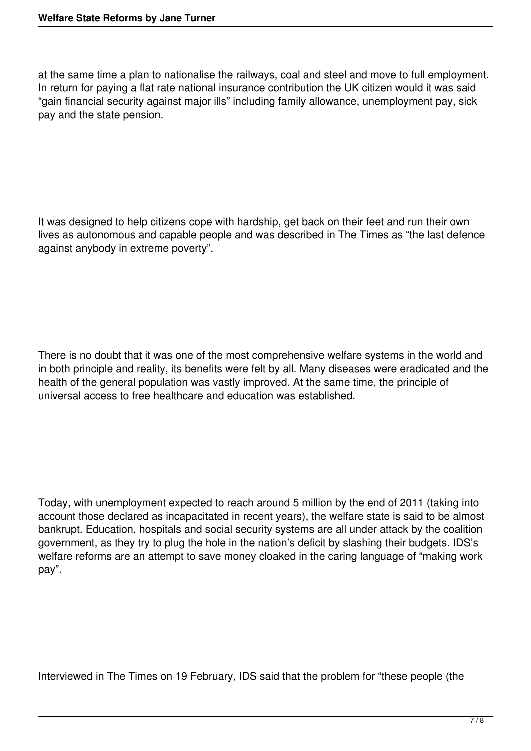at the same time a plan to nationalise the railways, coal and steel and move to full employment. In return for paying a flat rate national insurance contribution the UK citizen would it was said "gain financial security against major ills" including family allowance, unemployment pay, sick pay and the state pension.

It was designed to help citizens cope with hardship, get back on their feet and run their own lives as autonomous and capable people and was described in The Times as "the last defence against anybody in extreme poverty".

There is no doubt that it was one of the most comprehensive welfare systems in the world and in both principle and reality, its benefits were felt by all. Many diseases were eradicated and the health of the general population was vastly improved. At the same time, the principle of universal access to free healthcare and education was established.

Today, with unemployment expected to reach around 5 million by the end of 2011 (taking into account those declared as incapacitated in recent years), the welfare state is said to be almost bankrupt. Education, hospitals and social security systems are all under attack by the coalition government, as they try to plug the hole in the nation's deficit by slashing their budgets. IDS's welfare reforms are an attempt to save money cloaked in the caring language of "making work pay".

Interviewed in The Times on 19 February, IDS said that the problem for "these people (the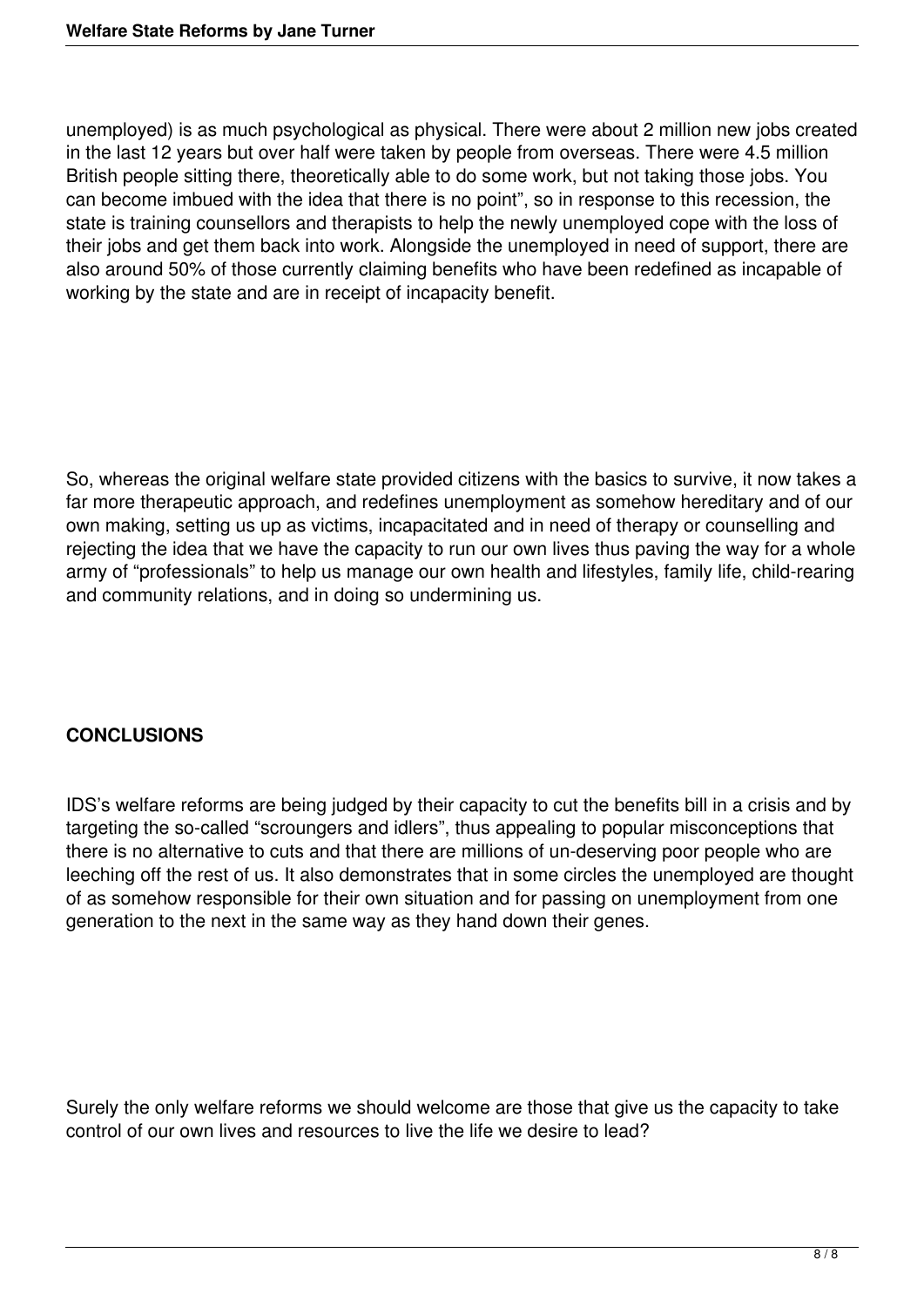unemployed) is as much psychological as physical. There were about 2 million new jobs created in the last 12 years but over half were taken by people from overseas. There were 4.5 million British people sitting there, theoretically able to do some work, but not taking those jobs. You can become imbued with the idea that there is no point", so in response to this recession, the state is training counsellors and therapists to help the newly unemployed cope with the loss of their jobs and get them back into work. Alongside the unemployed in need of support, there are also around 50% of those currently claiming benefits who have been redefined as incapable of working by the state and are in receipt of incapacity benefit.

So, whereas the original welfare state provided citizens with the basics to survive, it now takes a far more therapeutic approach, and redefines unemployment as somehow hereditary and of our own making, setting us up as victims, incapacitated and in need of therapy or counselling and rejecting the idea that we have the capacity to run our own lives thus paving the way for a whole army of "professionals" to help us manage our own health and lifestyles, family life, child-rearing and community relations, and in doing so undermining us.

**CONCLUSIONS**

IDS's welfare reforms are being judged by their capacity to cut the benefits bill in a crisis and by targeting the so-called "scroungers and idlers", thus appealing to popular misconceptions that there is no alternative to cuts and that there are millions of un-deserving poor people who are leeching off the rest of us. It also demonstrates that in some circles the unemployed are thought of as somehow responsible for their own situation and for passing on unemployment from one generation to the next in the same way as they hand down their genes.

Surely the only welfare reforms we should welcome are those that give us the capacity to take control of our own lives and resources to live the life we desire to lead?